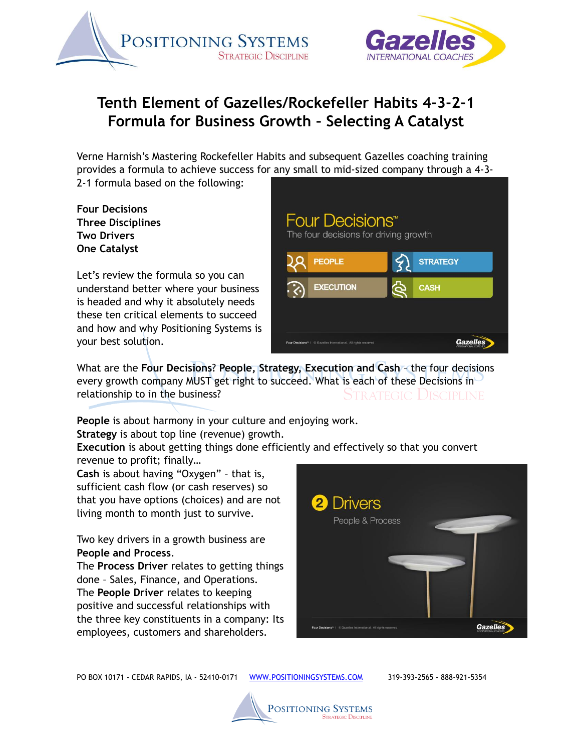# Tenth Element of Gazelles/Rockefeller Habits 4-3-2-1 Formula for Business Growth – Selecting A Catalyst

Verne Harnish's Mastering Rockefeller Habits and subsequent Gazelles coaching training provides a formula to achieve success for any small to mid-sized company through a 4-3-2-1 formula based on the following:

**Four Decisions**
**Three Disciplines**
**Two Drivers**
**One Catalyst**

Let's review the formula so you can understand better where your business is headed and why it absolutely needs these ten critical elements to succeed and how and why Positioning Systems is your best solution.

What are the **Four Decisions**? **People, Strategy, Execution and Cash** – the four decisions every growth company MUST get right to succeed. What is each of these Decisions in relationship to in the business?

**People** is about harmony in your culture and enjoying work.
**Strategy** is about top line (revenue) growth.
**Execution** is about getting things done efficiently and effectively so that you convert revenue to profit; finally…
**Cash** is about having "Oxygen" – that is, sufficient cash flow (or cash reserves) so that you have options (choices) and are not living month to month just to survive.

Two key drivers in a growth business are **People and Process**.
The **Process Driver** relates to getting things done – Sales, Finance, and Operations.
The **People Driver** relates to keeping positive and successful relationships with the three key constituents in a company: Its employees, customers and shareholders.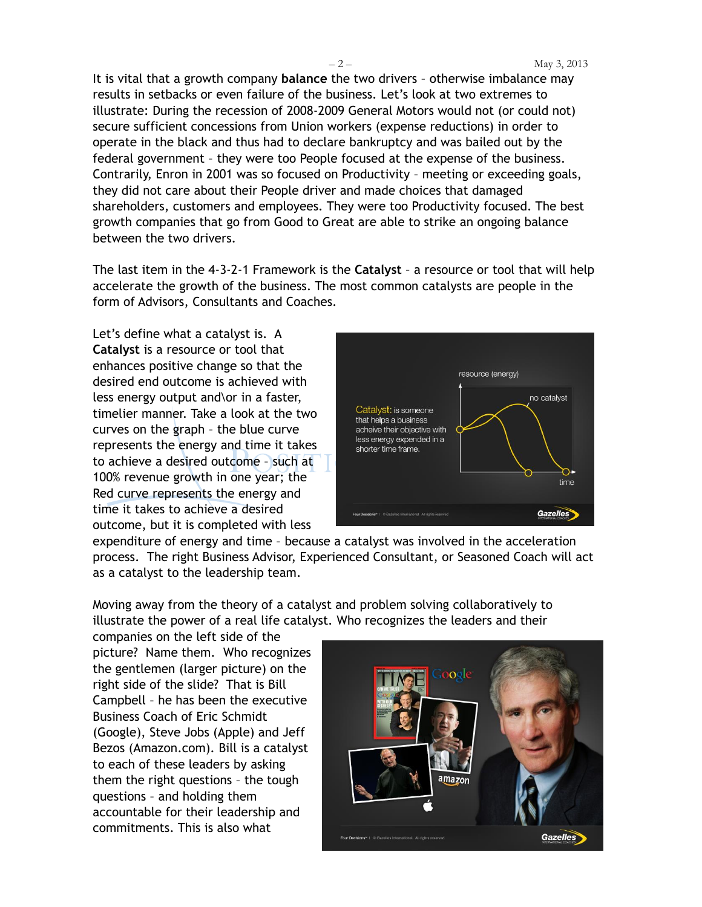It is vital that a growth company **balance** the two drivers – otherwise imbalance may results in setbacks or even failure of the business. Let's look at two extremes to illustrate: During the recession of 2008-2009 General Motors would not (or could not) secure sufficient concessions from Union workers (expense reductions) in order to operate in the black and thus had to declare bankruptcy and was bailed out by the federal government – they were too People focused at the expense of the business. Contrarily, Enron in 2001 was so focused on Productivity – meeting or exceeding goals, they did not care about their People driver and made choices that damaged shareholders, customers and employees. They were too Productivity focused. The best growth companies that go from Good to Great are able to strike an ongoing balance between the two drivers.

The last item in the 4-3-2-1 Framework is the **Catalyst** – a resource or tool that will help accelerate the growth of the business. The most common catalysts are people in the form of Advisors, Consultants and Coaches.

Let's define what a catalyst is. A **Catalyst** is a resource or tool that enhances positive change so that the desired end outcome is achieved with less energy output and\or in a faster, timelier manner. Take a look at the two curves on the graph – the blue curve represents the energy and time it takes to achieve a desired outcome – such at 100% revenue growth in one year; the Red curve represents the energy and time it takes to achieve a desired outcome, but it is completed with less expenditure of energy and time – because a catalyst was involved in the acceleration process. The right Business Advisor, Experienced Consultant, or Seasoned Coach will act as a catalyst to the leadership team.

Moving away from the theory of a catalyst and problem solving collaboratively to illustrate the power of a real life catalyst. Who recognizes the leaders and their companies on the left side of the picture? Name them. Who recognizes the gentlemen (larger picture) on the right side of the slide? That is Bill Campbell – he has been the executive Business Coach of Eric Schmidt (Google), Steve Jobs (Apple) and Jeff Bezos (Amazon.com). Bill is a catalyst to each of these leaders by asking them the right questions – the tough questions – and holding them accountable for their leadership and commitments. This is also what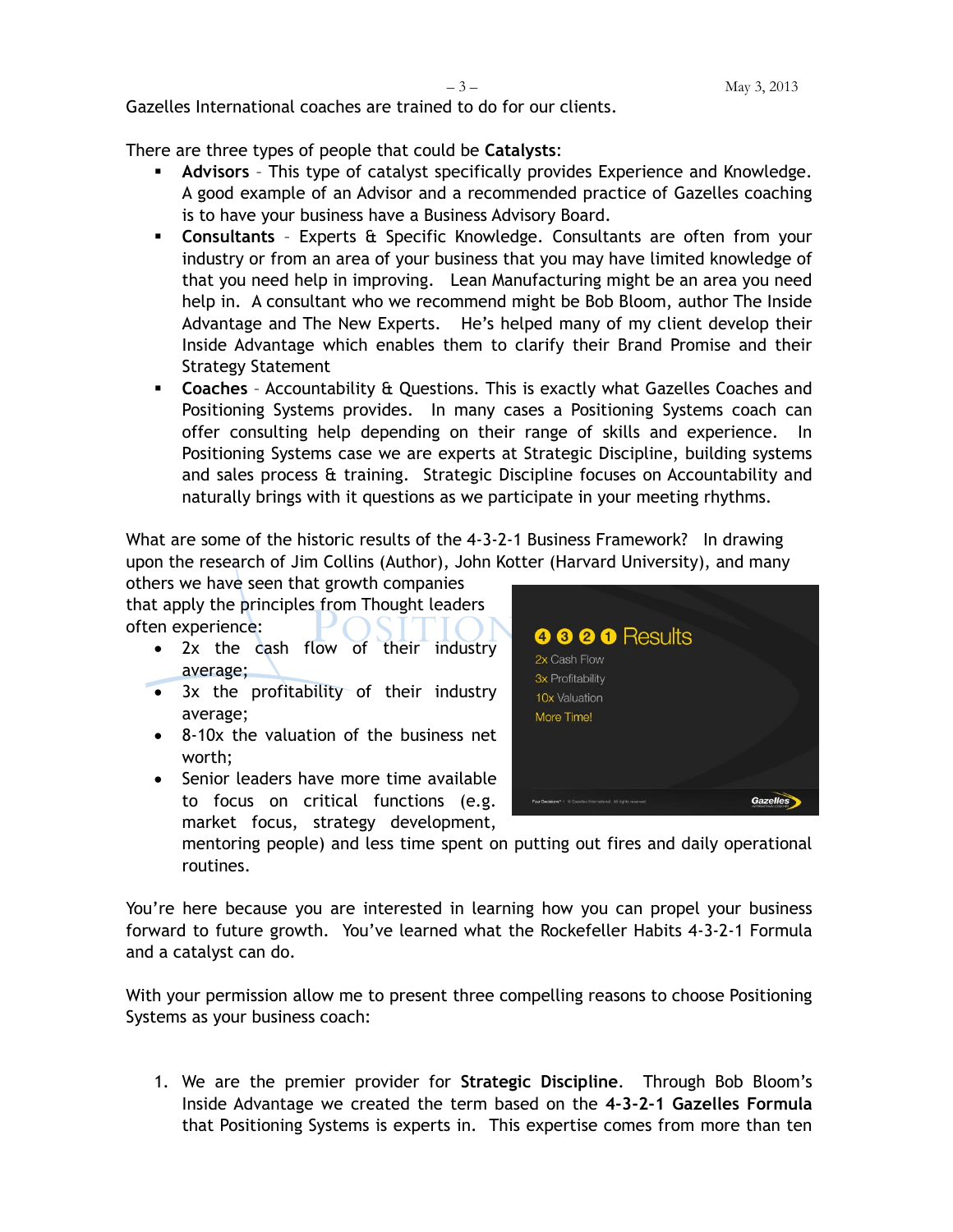Gazelles International coaches are trained to do for our clients.

There are three types of people that could be **Catalysts**:

- **Advisors** – This type of catalyst specifically provides Experience and Knowledge. A good example of an Advisor and a recommended practice of Gazelles coaching is to have your business have a Business Advisory Board.
- **Consultants** – Experts & Specific Knowledge. Consultants are often from your industry or from an area of your business that you may have limited knowledge of that you need help in improving. Lean Manufacturing might be an area you need help in. A consultant who we recommend might be Bob Bloom, author The Inside Advantage and The New Experts. He's helped many of my client develop their Inside Advantage which enables them to clarify their Brand Promise and their Strategy Statement
- **Coaches** – Accountability & Questions. This is exactly what Gazelles Coaches and Positioning Systems provides. In many cases a Positioning Systems coach can offer consulting help depending on their range of skills and experience. In Positioning Systems case we are experts at Strategic Discipline, building systems and sales process & training. Strategic Discipline focuses on Accountability and naturally brings with it questions as we participate in your meeting rhythms.

What are some of the historic results of the 4-3-2-1 Business Framework? In drawing upon the research of Jim Collins (Author), John Kotter (Harvard University), and many others we have seen that growth companies that apply the principles from Thought leaders often experience:

- 2x the cash flow of their industry average;
- 3x the profitability of their industry average;
- 8-10x the valuation of the business net worth;
- Senior leaders have more time available to focus on critical functions (e.g. market focus, strategy development, mentoring people) and less time spent on putting out fires and daily operational routines.

You're here because you are interested in learning how you can propel your business forward to future growth. You've learned what the Rockefeller Habits 4-3-2-1 Formula and a catalyst can do.

With your permission allow me to present three compelling reasons to choose Positioning Systems as your business coach:

1. We are the premier provider for **Strategic Discipline**. Through Bob Bloom's Inside Advantage we created the term based on the **4-3-2-1 Gazelles Formula** that Positioning Systems is experts in. This expertise comes from more than ten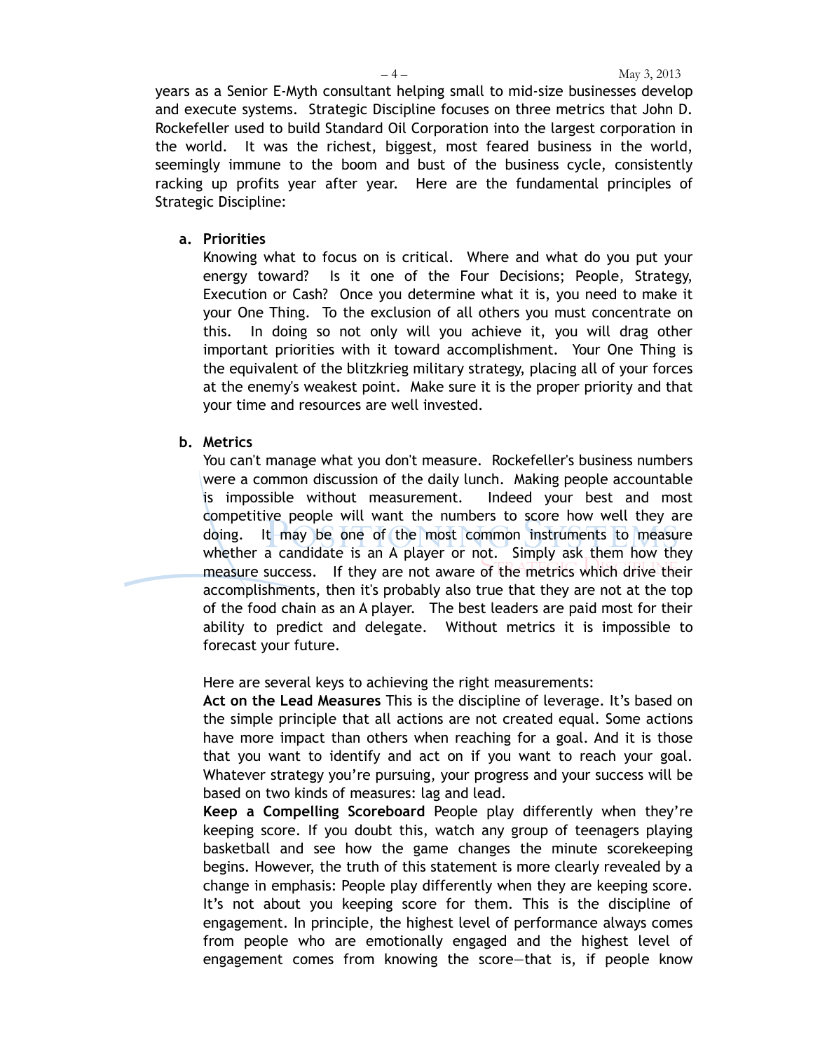years as a Senior E-Myth consultant helping small to mid-size businesses develop and execute systems. Strategic Discipline focuses on three metrics that John D. Rockefeller used to build Standard Oil Corporation into the largest corporation in the world. It was the richest, biggest, most feared business in the world, seemingly immune to the boom and bust of the business cycle, consistently racking up profits year after year. Here are the fundamental principles of Strategic Discipline:

**a. Priorities**

Knowing what to focus on is critical. Where and what do you put your energy toward? Is it one of the Four Decisions; People, Strategy, Execution or Cash? Once you determine what it is, you need to make it your One Thing. To the exclusion of all others you must concentrate on this. In doing so not only will you achieve it, you will drag other important priorities with it toward accomplishment. Your One Thing is the equivalent of the blitzkrieg military strategy, placing all of your forces at the enemy's weakest point. Make sure it is the proper priority and that your time and resources are well invested.

**b. Metrics**

You can't manage what you don't measure. Rockefeller's business numbers were a common discussion of the daily lunch. Making people accountable is impossible without measurement. Indeed your best and most competitive people will want the numbers to score how well they are doing. It may be one of the most common instruments to measure whether a candidate is an A player or not. Simply ask them how they measure success. If they are not aware of the metrics which drive their accomplishments, then it's probably also true that they are not at the top of the food chain as an A player. The best leaders are paid most for their ability to predict and delegate. Without metrics it is impossible to forecast your future.

Here are several keys to achieving the right measurements:

**Act on the Lead Measures** This is the discipline of leverage. It's based on the simple principle that all actions are not created equal. Some actions have more impact than others when reaching for a goal. And it is those that you want to identify and act on if you want to reach your goal. Whatever strategy you're pursuing, your progress and your success will be based on two kinds of measures: lag and lead.

**Keep a Compelling Scoreboard** People play differently when they're keeping score. If you doubt this, watch any group of teenagers playing basketball and see how the game changes the minute scorekeeping begins. However, the truth of this statement is more clearly revealed by a change in emphasis: People play differently when they are keeping score. It's not about you keeping score for them. This is the discipline of engagement. In principle, the highest level of performance always comes from people who are emotionally engaged and the highest level of engagement comes from knowing the score—that is, if people know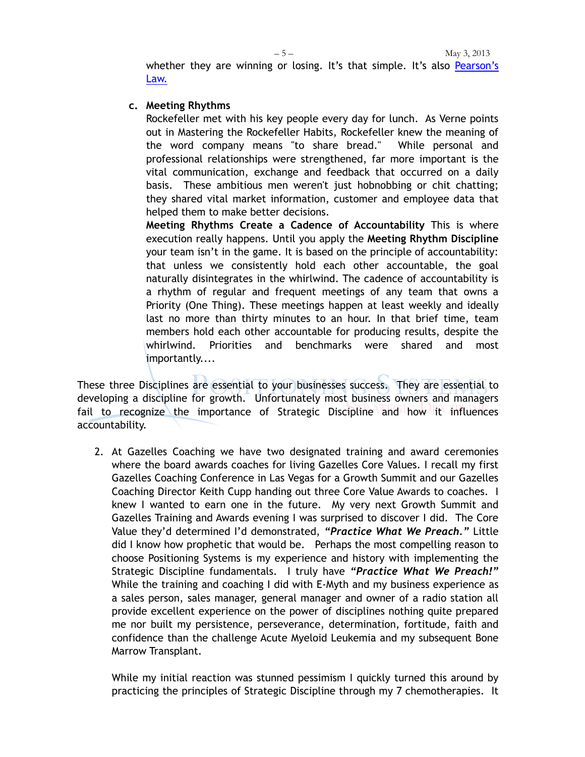whether they are winning or losing. It's that simple. It's also [Pearson's Law.](#)

c. **Meeting Rhythms**
   Rockefeller met with his key people every day for lunch. As Verne points out in Mastering the Rockefeller Habits, Rockefeller knew the meaning of the word company means "to share bread." While personal and professional relationships were strengthened, far more important is the vital communication, exchange and feedback that occurred on a daily basis. These ambitious men weren't just hobnobbing or chit chatting; they shared vital market information, customer and employee data that helped them to make better decisions.
   **Meeting Rhythms Create a Cadence of Accountability** This is where execution really happens. Until you apply the **Meeting Rhythm Discipline** your team isn't in the game. It is based on the principle of accountability: that unless we consistently hold each other accountable, the goal naturally disintegrates in the whirlwind. The cadence of accountability is a rhythm of regular and frequent meetings of any team that owns a Priority (One Thing). These meetings happen at least weekly and ideally last no more than thirty minutes to an hour. In that brief time, team members hold each other accountable for producing results, despite the whirlwind. Priorities and benchmarks were shared and most importantly....

These three Disciplines are essential to your businesses success. They are essential to developing a discipline for growth. Unfortunately most business owners and managers fail to recognize the importance of Strategic Discipline and how it influences accountability.

2. At Gazelles Coaching we have two designated training and award ceremonies where the board awards coaches for living Gazelles Core Values. I recall my first Gazelles Coaching Conference in Las Vegas for a Growth Summit and our Gazelles Coaching Director Keith Cupp handing out three Core Value Awards to coaches. I knew I wanted to earn one in the future. My very next Growth Summit and Gazelles Training and Awards evening I was surprised to discover I did. The Core Value they'd determined I'd demonstrated, ***"Practice What We Preach."*** Little did I know how prophetic that would be. Perhaps the most compelling reason to choose Positioning Systems is my experience and history with implementing the Strategic Discipline fundamentals. I truly have ***"Practice What We Preach!"*** While the training and coaching I did with E-Myth and my business experience as a sales person, sales manager, general manager and owner of a radio station all provide excellent experience on the power of disciplines nothing quite prepared me nor built my persistence, perseverance, determination, fortitude, faith and confidence than the challenge Acute Myeloid Leukemia and my subsequent Bone Marrow Transplant.

   While my initial reaction was stunned pessimism I quickly turned this around by practicing the principles of Strategic Discipline through my 7 chemotherapies. It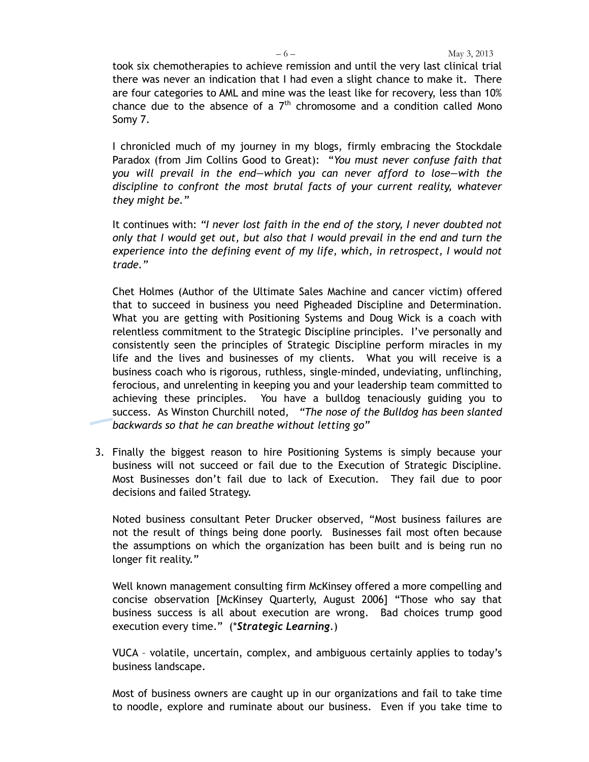took six chemotherapies to achieve remission and until the very last clinical trial there was never an indication that I had even a slight chance to make it. There are four categories to AML and mine was the least like for recovery, less than 10% chance due to the absence of a 7th chromosome and a condition called Mono Somy 7.

I chronicled much of my journey in my blogs, firmly embracing the Stockdale Paradox (from Jim Collins Good to Great): "*You must never confuse faith that you will prevail in the end—which you can never afford to lose—with the discipline to confront the most brutal facts of your current reality, whatever they might be.*"

It continues with: *"I never lost faith in the end of the story, I never doubted not only that I would get out, but also that I would prevail in the end and turn the experience into the defining event of my life, which, in retrospect, I would not trade."*

Chet Holmes (Author of the Ultimate Sales Machine and cancer victim) offered that to succeed in business you need Pigheaded Discipline and Determination. What you are getting with Positioning Systems and Doug Wick is a coach with relentless commitment to the Strategic Discipline principles. I've personally and consistently seen the principles of Strategic Discipline perform miracles in my life and the lives and businesses of my clients. What you will receive is a business coach who is rigorous, ruthless, single-minded, undeviating, unflinching, ferocious, and unrelenting in keeping you and your leadership team committed to achieving these principles. You have a bulldog tenaciously guiding you to success. As Winston Churchill noted, *"The nose of the Bulldog has been slanted backwards so that he can breathe without letting go"*

3. Finally the biggest reason to hire Positioning Systems is simply because your business will not succeed or fail due to the Execution of Strategic Discipline. Most Businesses don't fail due to lack of Execution. They fail due to poor decisions and failed Strategy.

   Noted business consultant Peter Drucker observed, "Most business failures are not the result of things being done poorly. Businesses fail most often because the assumptions on which the organization has been built and is being run no longer fit reality."

   Well known management consulting firm McKinsey offered a more compelling and concise observation [McKinsey Quarterly, August 2006] "Those who say that business success is all about execution are wrong. Bad choices trump good execution every time." (****Strategic Learning***.)

   VUCA – volatile, uncertain, complex, and ambiguous certainly applies to today's business landscape.

   Most of business owners are caught up in our organizations and fail to take time to noodle, explore and ruminate about our business. Even if you take time to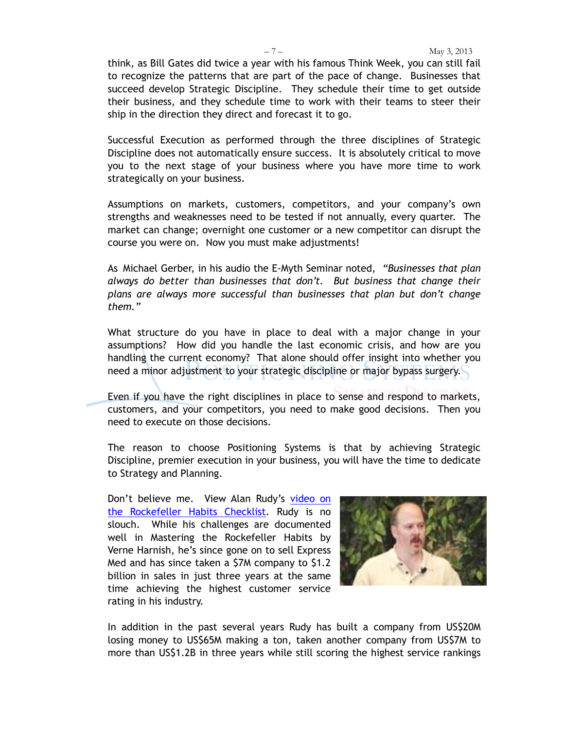think, as Bill Gates did twice a year with his famous Think Week, you can still fail to recognize the patterns that are part of the pace of change. Businesses that succeed develop Strategic Discipline. They schedule their time to get outside their business, and they schedule time to work with their teams to steer their ship in the direction they direct and forecast it to go.

Successful Execution as performed through the three disciplines of Strategic Discipline does not automatically ensure success. It is absolutely critical to move you to the next stage of your business where you have more time to work strategically on your business.

Assumptions on markets, customers, competitors, and your company's own strengths and weaknesses need to be tested if not annually, every quarter. The market can change; overnight one customer or a new competitor can disrupt the course you were on. Now you must make adjustments!

As Michael Gerber, in his audio the E-Myth Seminar noted, *"Businesses that plan always do better than businesses that don't. But business that change their plans are always more successful than businesses that plan but don't change them."*

What structure do you have in place to deal with a major change in your assumptions? How did you handle the last economic crisis, and how are you handling the current economy? That alone should offer insight into whether you need a minor adjustment to your strategic discipline or major bypass surgery.

Even if you have the right disciplines in place to sense and respond to markets, customers, and your competitors, you need to make good decisions. Then you need to execute on those decisions.

The reason to choose Positioning Systems is that by achieving Strategic Discipline, premier execution in your business, you will have the time to dedicate to Strategy and Planning.

Don't believe me. View Alan Rudy's [video on the Rockefeller Habits Checklist](). Rudy is no slouch. While his challenges are documented well in Mastering the Rockefeller Habits by Verne Harnish, he's since gone on to sell Express Med and has since taken a $7M company to $1.2 billion in sales in just three years at the same time achieving the highest customer service rating in his industry.

In addition in the past several years Rudy has built a company from US$20M losing money to US$65M making a ton, taken another company from US$7M to more than US$1.2B in three years while still scoring the highest service rankings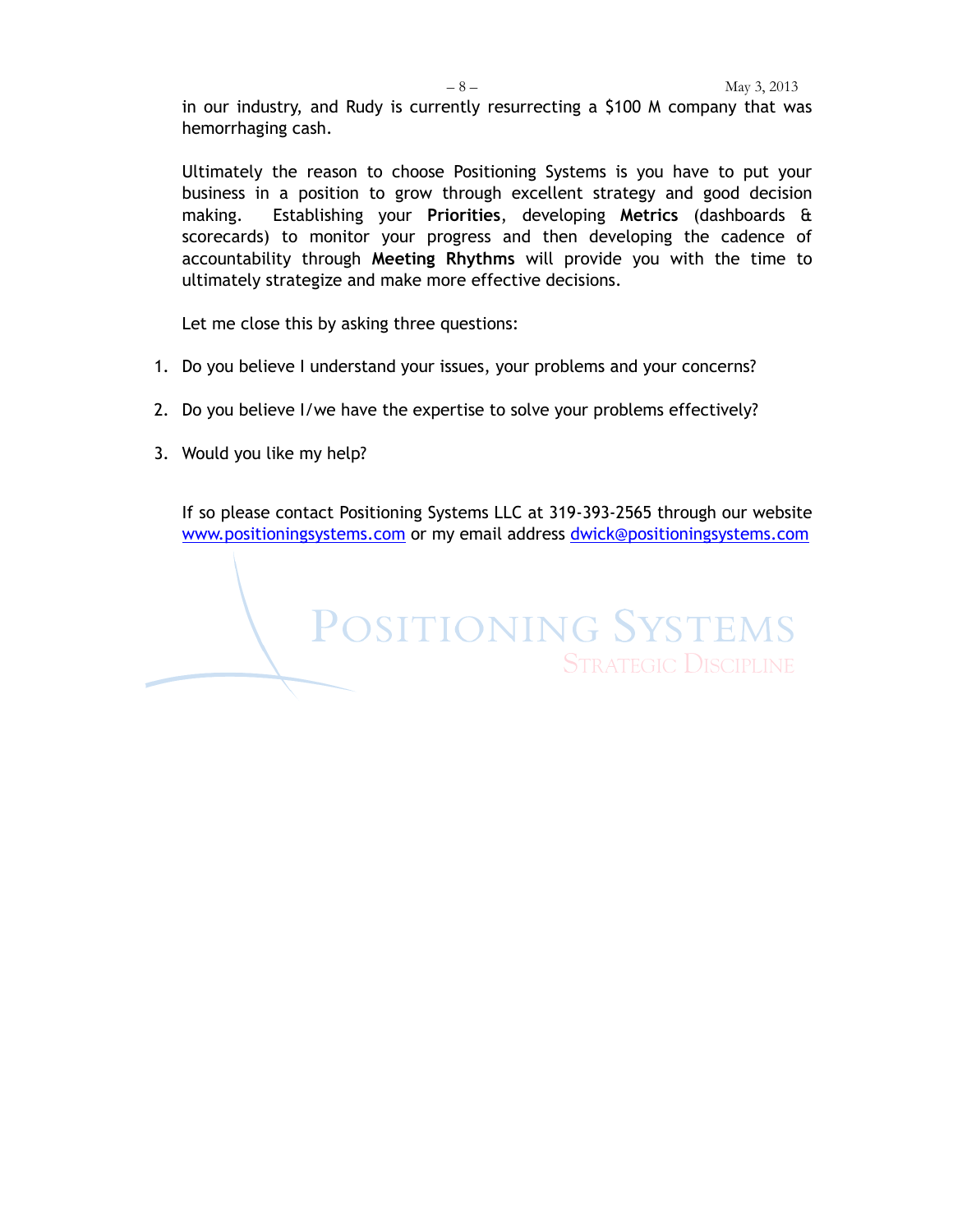in our industry, and Rudy is currently resurrecting a $100 M company that was hemorrhaging cash.

Ultimately the reason to choose Positioning Systems is you have to put your business in a position to grow through excellent strategy and good decision making. Establishing your **Priorities**, developing **Metrics** (dashboards & scorecards) to monitor your progress and then developing the cadence of accountability through **Meeting Rhythms** will provide you with the time to ultimately strategize and make more effective decisions.

Let me close this by asking three questions:

1. Do you believe I understand your issues, your problems and your concerns?

2. Do you believe I/we have the expertise to solve your problems effectively?

3. Would you like my help?

If so please contact Positioning Systems LLC at 319-393-2565 through our website www.positioningsystems.com or my email address dwick@positioningsystems.com

POSITIONING SYSTEMS

STRATEGIC DISCIPLINE